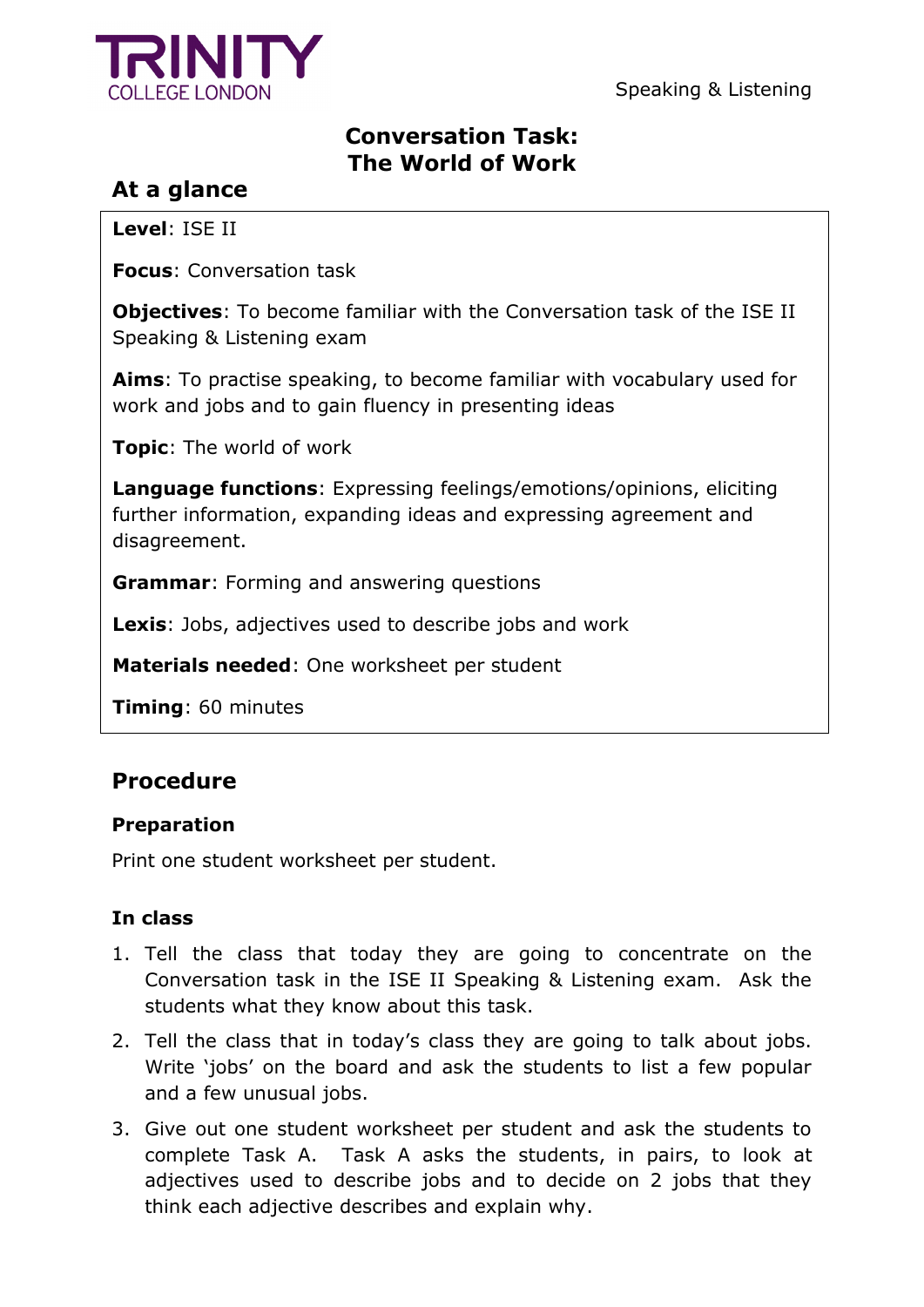# Conversation Task: The World of Work

## At a glance

**Level**: ISE II

**Focus**: Conversation task

**Objectives**: To become familiar with the Conversation task of the ISE II Speaking & Listening exam

**Aims**: To practise speaking, to become familiar with vocabulary used for work and jobs and to gain fluency in presenting ideas

**Topic**: The world of work

**Language functions**: Expressing feelings/emotions/opinions, eliciting further information, expanding ideas and expressing agreement and disagreement.

**Grammar**: Forming and answering questions

**Lexis**: Jobs, adjectives used to describe jobs and work

**Materials needed**: One worksheet per student

**Timing**: 60 minutes

## Procedure

### Preparation

Print one student worksheet per student.

### In class

1. Tell the class that today they are going to concentrate on the Conversation task in the ISE II Speaking & Listening exam. Ask the students what they know about this task.
2. Tell the class that in today's class they are going to talk about jobs. Write 'jobs' on the board and ask the students to list a few popular and a few unusual jobs.
3. Give out one student worksheet per student and ask the students to complete Task A. Task A asks the students, in pairs, to look at adjectives used to describe jobs and to decide on 2 jobs that they think each adjective describes and explain why.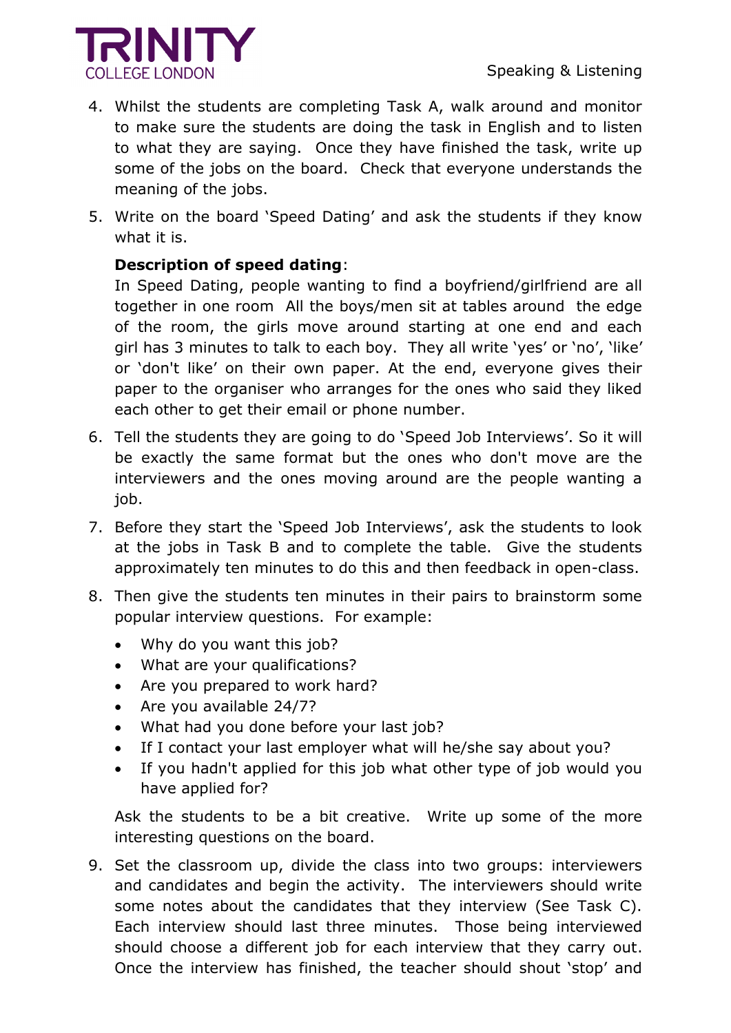4. Whilst the students are completing Task A, walk around and monitor to make sure the students are doing the task in English and to listen to what they are saying. Once they have finished the task, write up some of the jobs on the board. Check that everyone understands the meaning of the jobs.

5. Write on the board 'Speed Dating' and ask the students if they know what it is.

   **Description of speed dating**:
   In Speed Dating, people wanting to find a boyfriend/girlfriend are all together in one room All the boys/men sit at tables around the edge of the room, the girls move around starting at one end and each girl has 3 minutes to talk to each boy. They all write 'yes' or 'no', 'like' or 'don't like' on their own paper. At the end, everyone gives their paper to the organiser who arranges for the ones who said they liked each other to get their email or phone number.

6. Tell the students they are going to do 'Speed Job Interviews'. So it will be exactly the same format but the ones who don't move are the interviewers and the ones moving around are the people wanting a job.

7. Before they start the 'Speed Job Interviews', ask the students to look at the jobs in Task B and to complete the table. Give the students approximately ten minutes to do this and then feedback in open-class.

8. Then give the students ten minutes in their pairs to brainstorm some popular interview questions. For example:

   - Why do you want this job?
   - What are your qualifications?
   - Are you prepared to work hard?
   - Are you available 24/7?
   - What had you done before your last job?
   - If I contact your last employer what will he/she say about you?
   - If you hadn't applied for this job what other type of job would you have applied for?

   Ask the students to be a bit creative. Write up some of the more interesting questions on the board.

9. Set the classroom up, divide the class into two groups: interviewers and candidates and begin the activity. The interviewers should write some notes about the candidates that they interview (See Task C). Each interview should last three minutes. Those being interviewed should choose a different job for each interview that they carry out. Once the interview has finished, the teacher should shout 'stop' and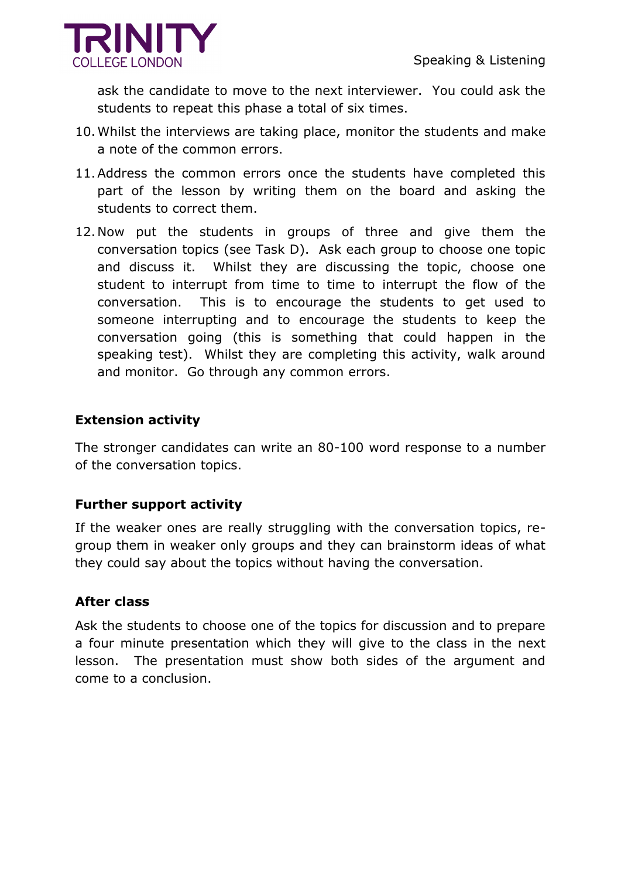ask the candidate to move to the next interviewer. You could ask the students to repeat this phase a total of six times.

10. Whilst the interviews are taking place, monitor the students and make a note of the common errors.
11. Address the common errors once the students have completed this part of the lesson by writing them on the board and asking the students to correct them.
12. Now put the students in groups of three and give them the conversation topics (see Task D). Ask each group to choose one topic and discuss it. Whilst they are discussing the topic, choose one student to interrupt from time to time to interrupt the flow of the conversation. This is to encourage the students to get used to someone interrupting and to encourage the students to keep the conversation going (this is something that could happen in the speaking test). Whilst they are completing this activity, walk around and monitor. Go through any common errors.

**Extension activity**

The stronger candidates can write an 80-100 word response to a number of the conversation topics.

**Further support activity**

If the weaker ones are really struggling with the conversation topics, re-group them in weaker only groups and they can brainstorm ideas of what they could say about the topics without having the conversation.

**After class**

Ask the students to choose one of the topics for discussion and to prepare a four minute presentation which they will give to the class in the next lesson. The presentation must show both sides of the argument and come to a conclusion.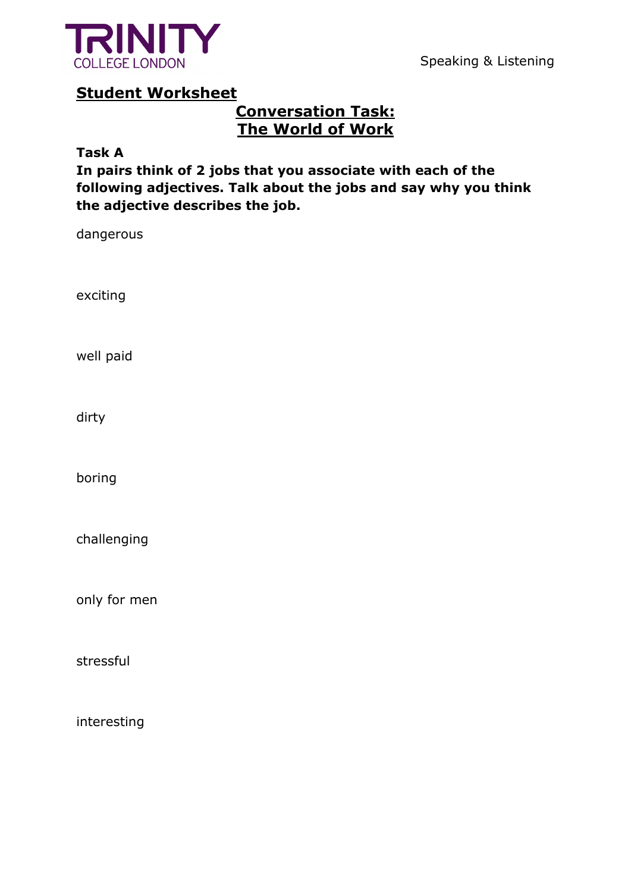## Student Worksheet

### Conversation Task: The World of Work

**Task A**

**In pairs think of 2 jobs that you associate with each of the following adjectives. Talk about the jobs and say why you think the adjective describes the job.**

dangerous

exciting

well paid

dirty

boring

challenging

only for men

stressful

interesting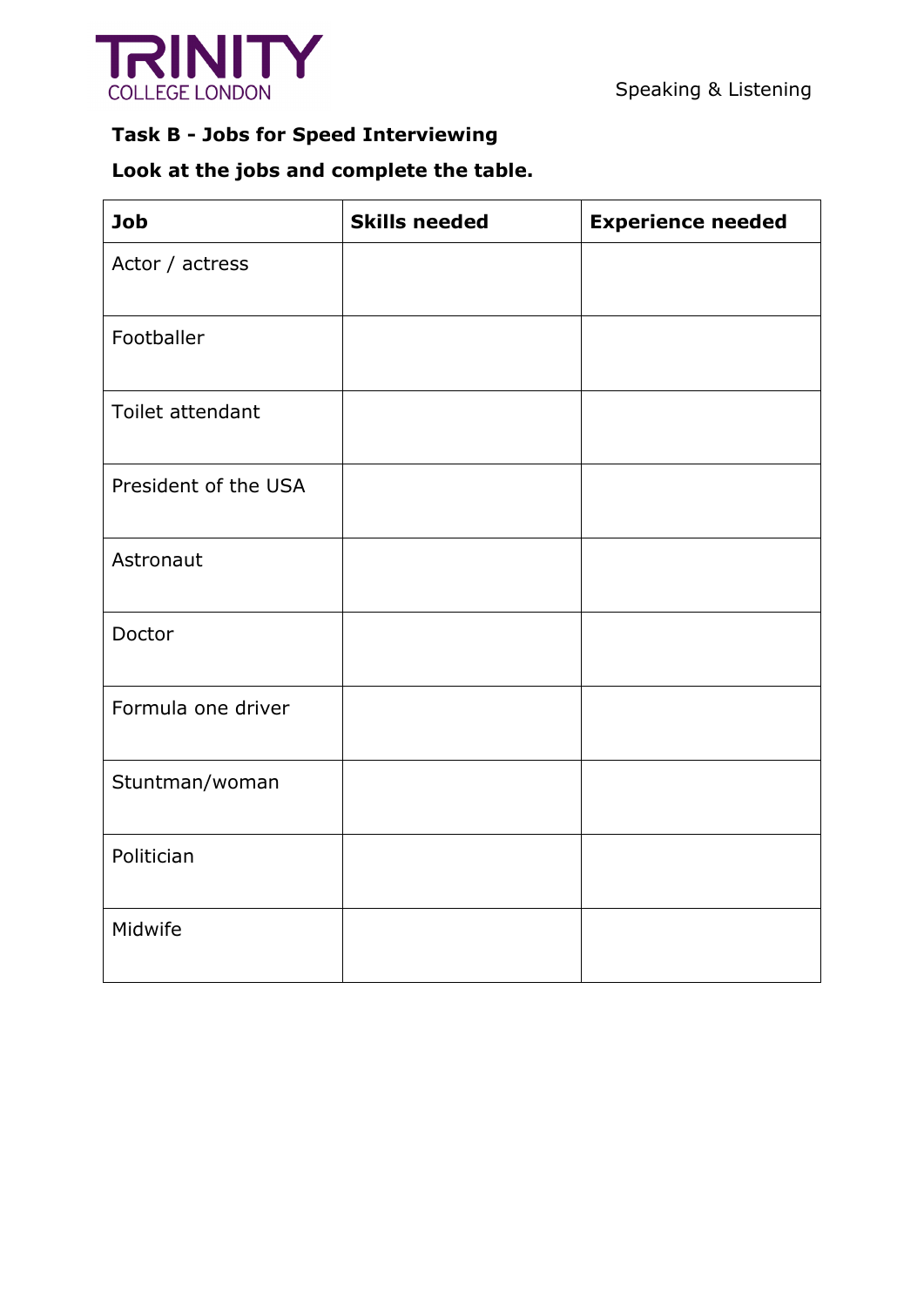**Task B - Jobs for Speed Interviewing**

**Look at the jobs and complete the table.**

| Job | Skills needed | Experience needed |
|---|---|---|
| Actor / actress | | |
| Footballer | | |
| Toilet attendant | | |
| President of the USA | | |
| Astronaut | | |
| Doctor | | |
| Formula one driver | | |
| Stuntman/woman | | |
| Politician | | |
| Midwife | | |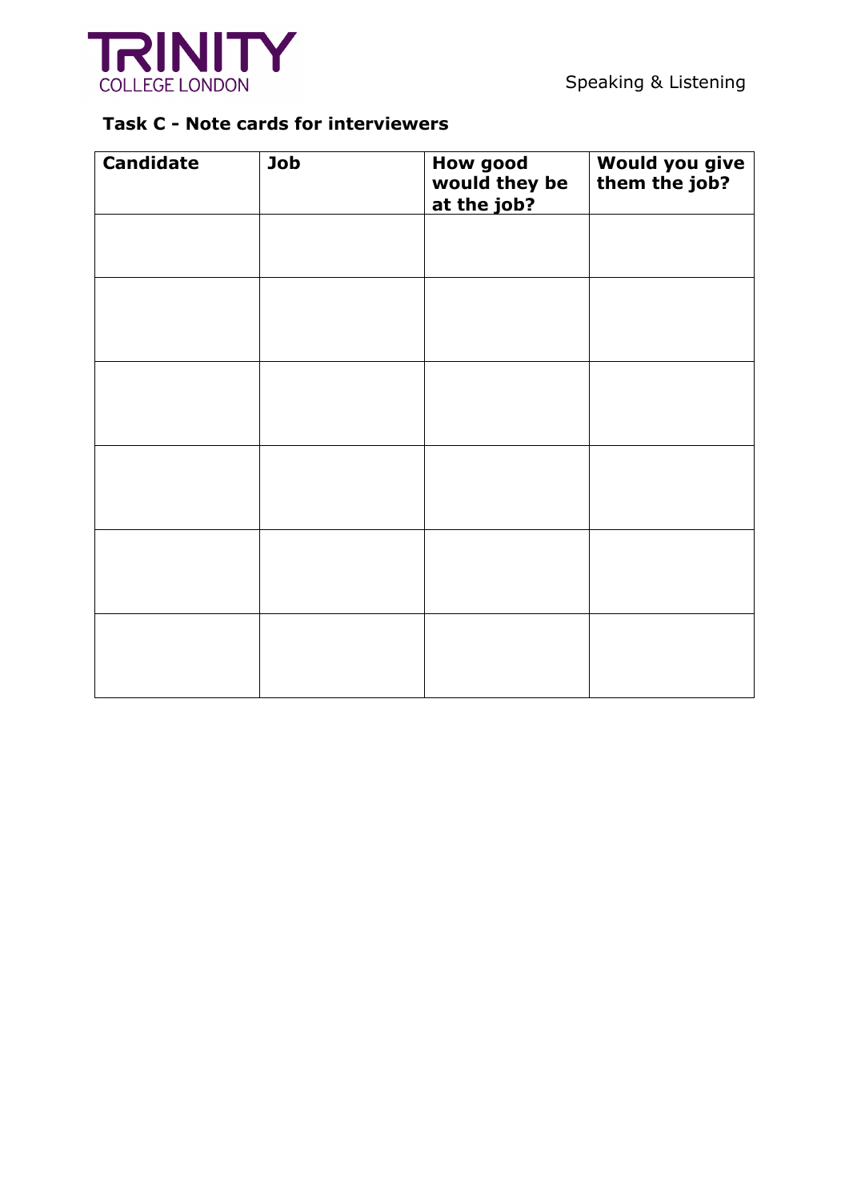## Task C - Note cards for interviewers

| Candidate | Job | How good would they be at the job? | Would you give them the job? |
|---|---|---|---|
| | | | |
| | | | |
| | | | |
| | | | |
| | | | |
| | | | |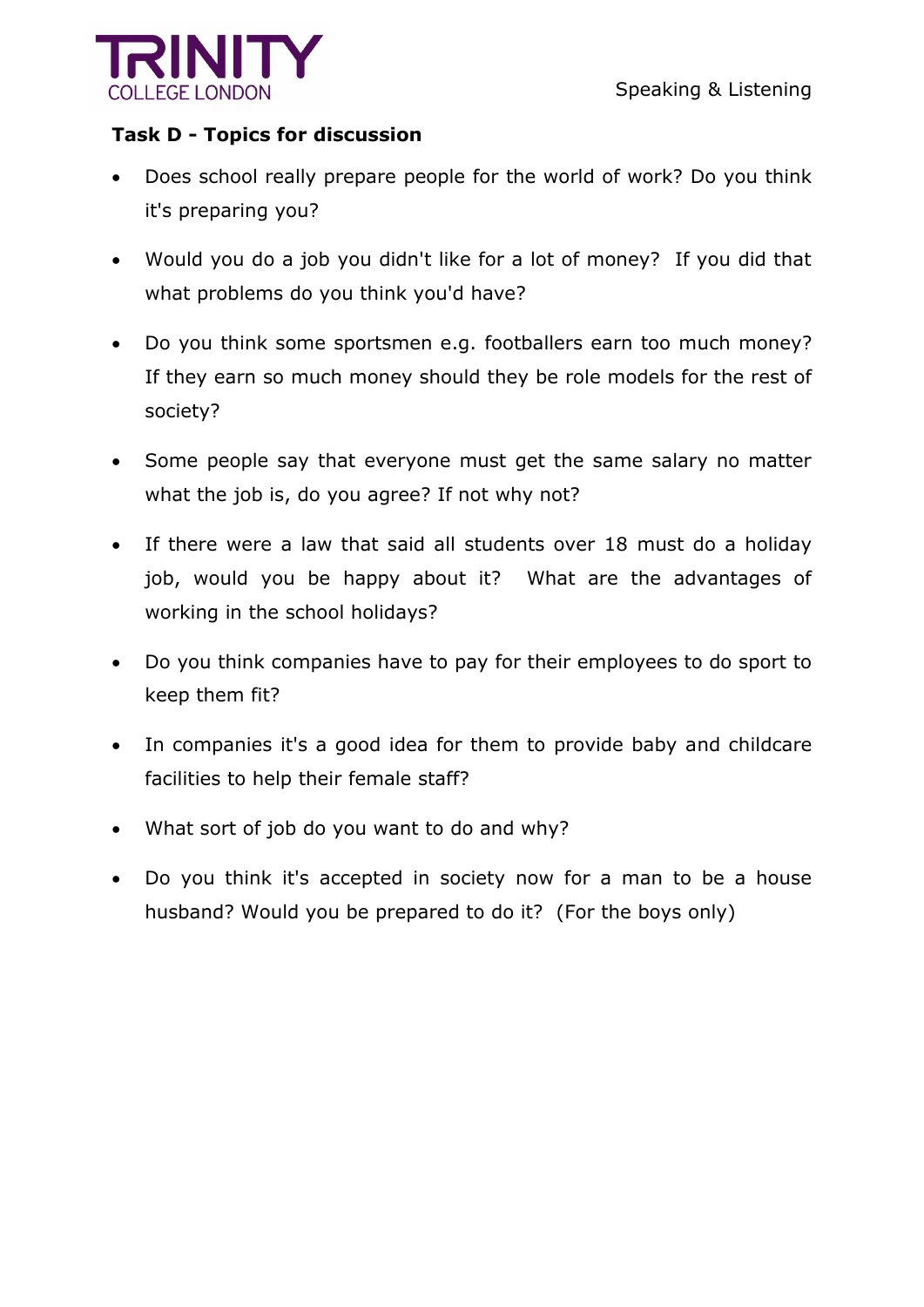**Task D - Topics for discussion**

- Does school really prepare people for the world of work? Do you think it's preparing you?
- Would you do a job you didn't like for a lot of money? If you did that what problems do you think you'd have?
- Do you think some sportsmen e.g. footballers earn too much money? If they earn so much money should they be role models for the rest of society?
- Some people say that everyone must get the same salary no matter what the job is, do you agree? If not why not?
- If there were a law that said all students over 18 must do a holiday job, would you be happy about it? What are the advantages of working in the school holidays?
- Do you think companies have to pay for their employees to do sport to keep them fit?
- In companies it's a good idea for them to provide baby and childcare facilities to help their female staff?
- What sort of job do you want to do and why?
- Do you think it's accepted in society now for a man to be a house husband? Would you be prepared to do it? (For the boys only)